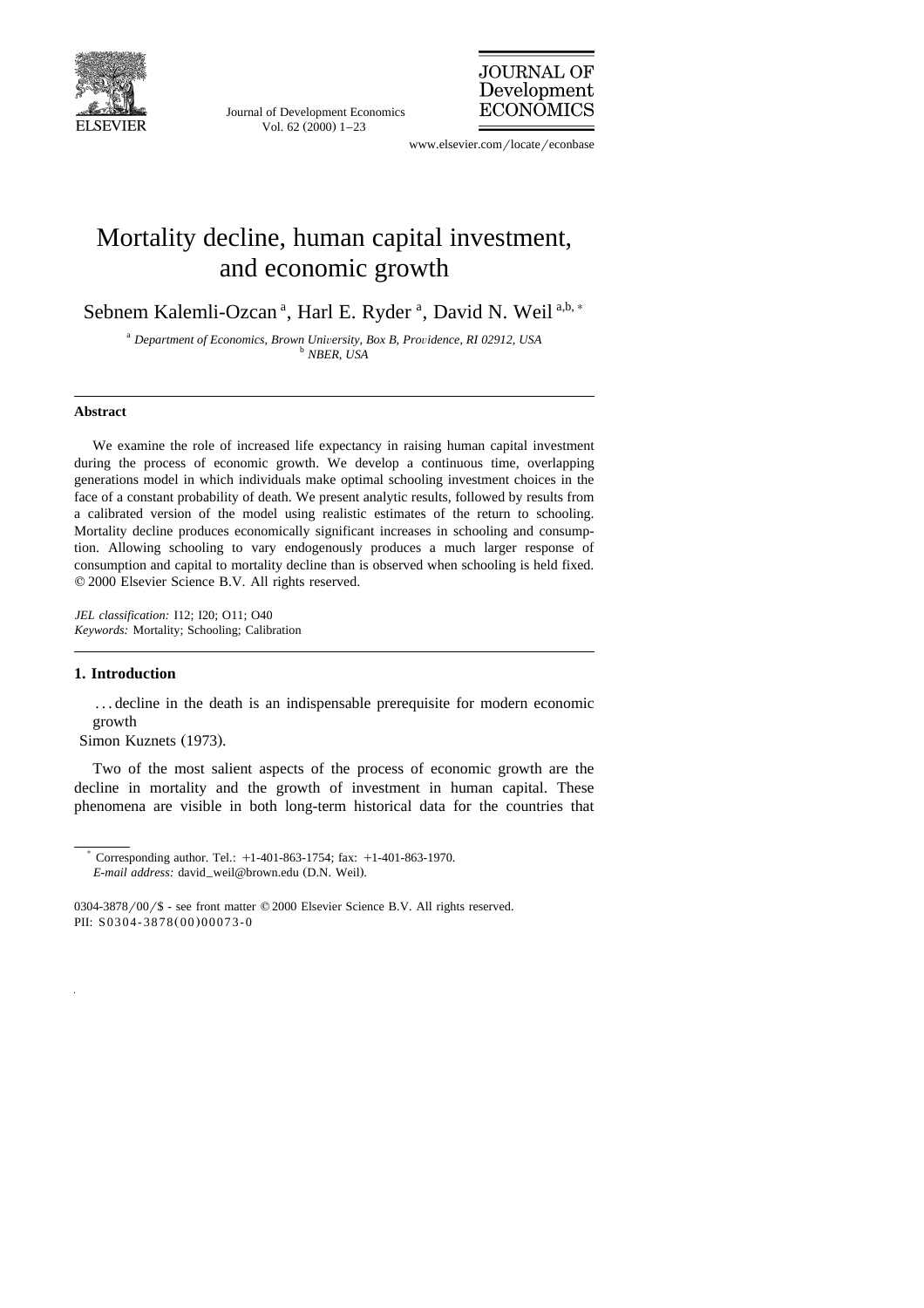# Mortality decline, human capital investment, and economic growth

Sebnem Kalemli-Ozcan [a], Harl E. Ryder [a], David N. Weil [a,b,*]

[a] *Department of Economics, Brown University, Box B, Providence, RI 02912, USA*
[b] *NBER, USA*

---

### Abstract

We examine the role of increased life expectancy in raising human capital investment during the process of economic growth. We develop a continuous time, overlapping generations model in which individuals make optimal schooling investment choices in the face of a constant probability of death. We present analytic results, followed by results from a calibrated version of the model using realistic estimates of the return to schooling. Mortality decline produces economically significant increases in schooling and consumption. Allowing schooling to vary endogenously produces a much larger response of consumption and capital to mortality decline than is observed when schooling is held fixed. © 2000 Elsevier Science B.V. All rights reserved.

*JEL classification:* I12; I20; O11; O40
*Keywords:* Mortality; Schooling; Calibration

---

## 1. Introduction

> ... decline in the death is an indispensable prerequisite for modern economic growth
>
> Simon Kuznets (1973).

Two of the most salient aspects of the process of economic growth are the decline in mortality and the growth of investment in human capital. These phenomena are visible in both long-term historical data for the countries that

---

\* Corresponding author. Tel.: +1-401-863-1754; fax: +1-401-863-1970.
*E-mail address:* david_weil@brown.edu (D.N. Weil).

0304-3878/00/$ - see front matter © 2000 Elsevier Science B.V. All rights reserved.
PII: S0304-3878(00)00073-0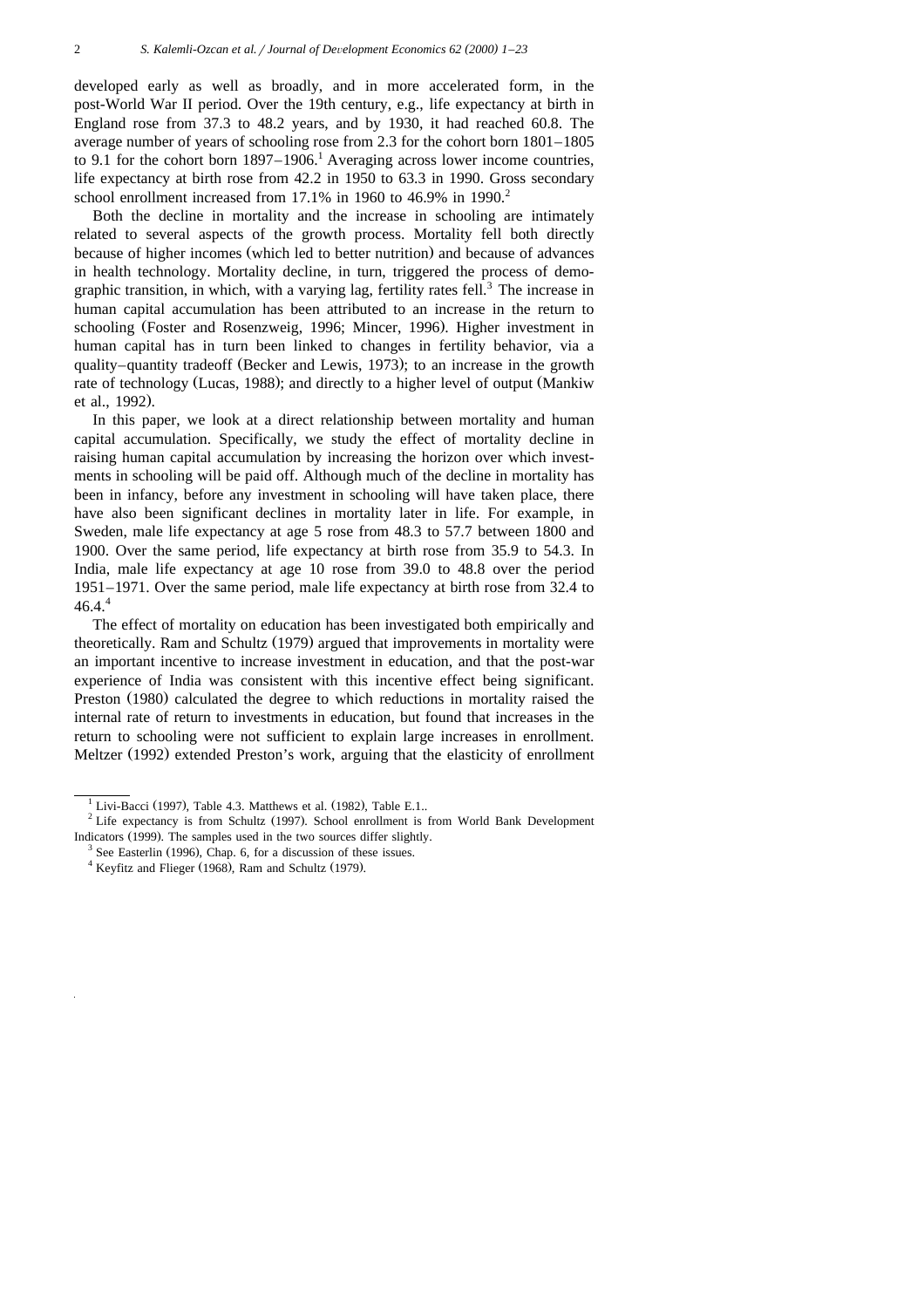developed early as well as broadly, and in more accelerated form, in the post-World War II period. Over the 19th century, e.g., life expectancy at birth in England rose from 37.3 to 48.2 years, and by 1930, it had reached 60.8. The average number of years of schooling rose from 2.3 for the cohort born 1801–1805 to 9.1 for the cohort born 1897–1906.[1] Averaging across lower income countries, life expectancy at birth rose from 42.2 in 1950 to 63.3 in 1990. Gross secondary school enrollment increased from 17.1% in 1960 to 46.9% in 1990.[2]

Both the decline in mortality and the increase in schooling are intimately related to several aspects of the growth process. Mortality fell both directly because of higher incomes (which led to better nutrition) and because of advances in health technology. Mortality decline, in turn, triggered the process of demographic transition, in which, with a varying lag, fertility rates fell.[3] The increase in human capital accumulation has been attributed to an increase in the return to schooling (Foster and Rosenzweig, 1996; Mincer, 1996). Higher investment in human capital has in turn been linked to changes in fertility behavior, via a quality–quantity tradeoff (Becker and Lewis, 1973); to an increase in the growth rate of technology (Lucas, 1988); and directly to a higher level of output (Mankiw et al., 1992).

In this paper, we look at a direct relationship between mortality and human capital accumulation. Specifically, we study the effect of mortality decline in raising human capital accumulation by increasing the horizon over which investments in schooling will be paid off. Although much of the decline in mortality has been in infancy, before any investment in schooling will have taken place, there have also been significant declines in mortality later in life. For example, in Sweden, male life expectancy at age 5 rose from 48.3 to 57.7 between 1800 and 1900. Over the same period, life expectancy at birth rose from 35.9 to 54.3. In India, male life expectancy at age 10 rose from 39.0 to 48.8 over the period 1951–1971. Over the same period, male life expectancy at birth rose from 32.4 to 46.4.[4]

The effect of mortality on education has been investigated both empirically and theoretically. Ram and Schultz (1979) argued that improvements in mortality were an important incentive to increase investment in education, and that the post-war experience of India was consistent with this incentive effect being significant. Preston (1980) calculated the degree to which reductions in mortality raised the internal rate of return to investments in education, but found that increases in the return to schooling were not sufficient to explain large increases in enrollment. Meltzer (1992) extended Preston's work, arguing that the elasticity of enrollment

---

[1] Livi-Bacci (1997), Table 4.3. Matthews et al. (1982), Table E.1..

[2] Life expectancy is from Schultz (1997). School enrollment is from World Bank Development Indicators (1999). The samples used in the two sources differ slightly.

[3] See Easterlin (1996), Chap. 6, for a discussion of these issues.

[4] Keyfitz and Flieger (1968), Ram and Schultz (1979).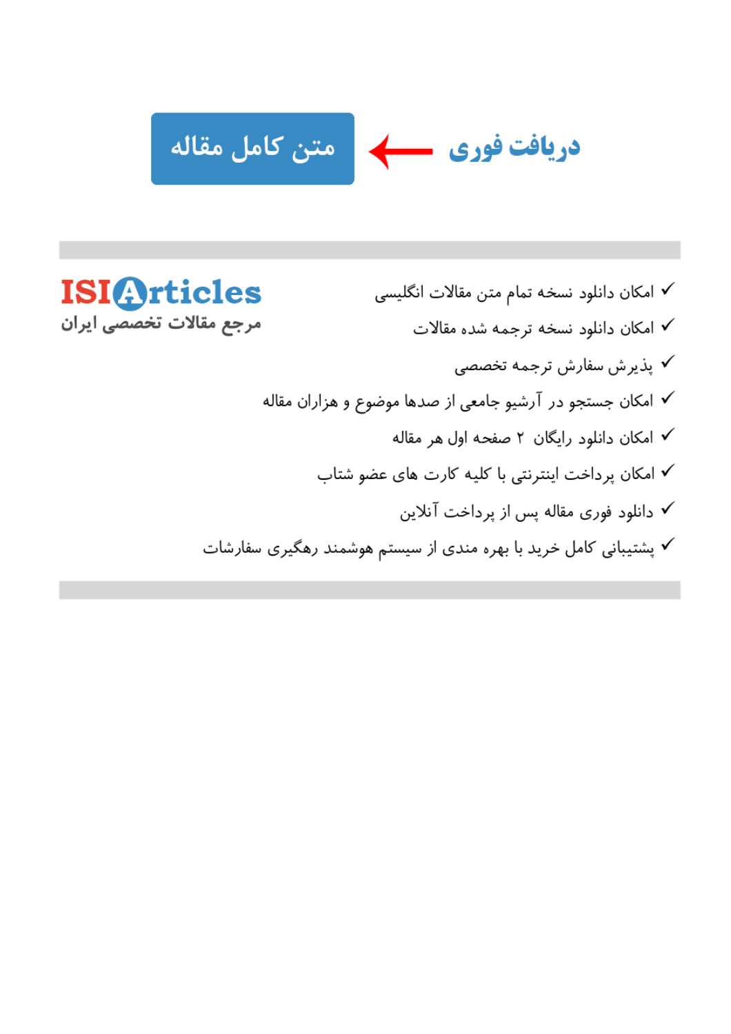دریافت فوری ← **متن کامل مقاله**

**ISIArticles**
مرجع مقالات تخصصی ایران

- ✓ امکان دانلود نسخه تمام متن مقالات انگلیسی
- ✓ امکان دانلود نسخه ترجمه شده مقالات
- ✓ پذیرش سفارش ترجمه تخصصی
- ✓ امکان جستجو در آرشیو جامعی از صدها موضوع و هزاران مقاله
- ✓ امکان دانلود رایگان ۲ صفحه اول هر مقاله
- ✓ امکان پرداخت اینترنتی با کلیه کارت های عضو شتاب
- ✓ دانلود فوری مقاله پس از پرداخت آنلاین
- ✓ پشتیبانی کامل خرید با بهره مندی از سیستم هوشمند رهگیری سفارشات